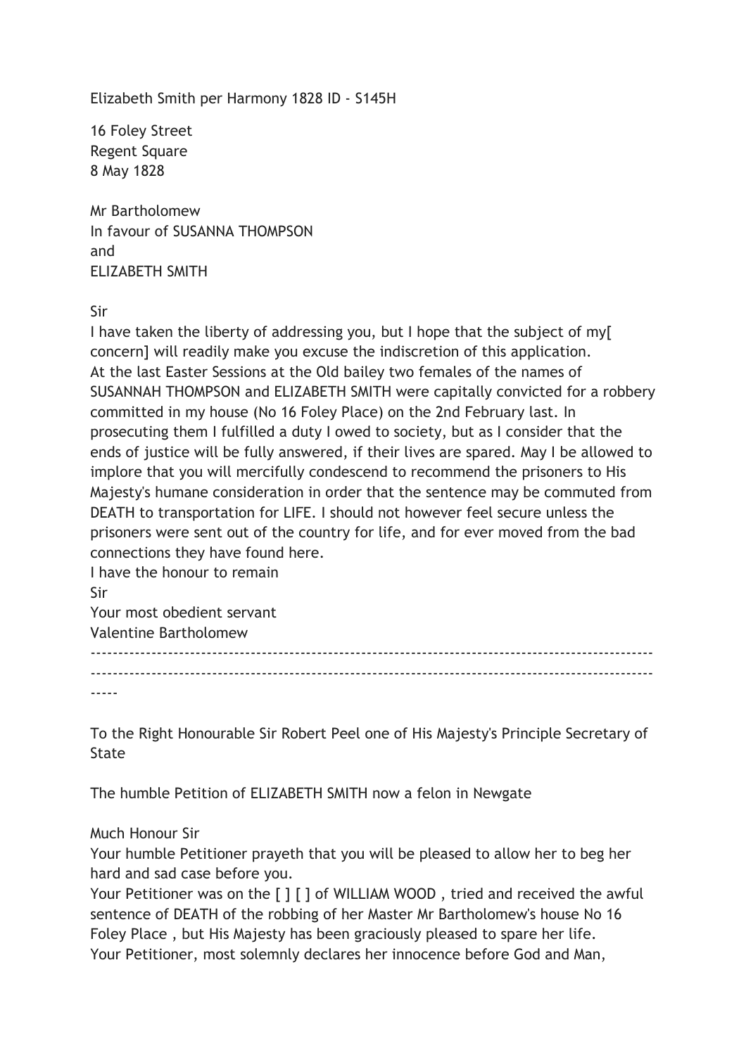Elizabeth Smith per Harmony 1828 ID - S145H

16 Foley Street
Regent Square
8 May 1828

Mr Bartholomew
In favour of SUSANNA THOMPSON
and
ELIZABETH SMITH

Sir

I have taken the liberty of addressing you, but I hope that the subject of my[ concern] will readily make you excuse the indiscretion of this application.
At the last Easter Sessions at the Old bailey two females of the names of SUSANNAH THOMPSON and ELIZABETH SMITH were capitally convicted for a robbery committed in my house (No 16 Foley Place) on the 2nd February last. In prosecuting them I fulfilled a duty I owed to society, but as I consider that the ends of justice will be fully answered, if their lives are spared. May I be allowed to implore that you will mercifully condescend to recommend the prisoners to His Majesty's humane consideration in order that the sentence may be commuted from DEATH to transportation for LIFE. I should not however feel secure unless the prisoners were sent out of the country for life, and for ever moved from the bad connections they have found here.
I have the honour to remain
Sir
Your most obedient servant
Valentine Bartholomew

-----------------------------------------------------------------------------------------------------------------------------------------------------------------------------------------------------------------------

To the Right Honourable Sir Robert Peel one of His Majesty's Principle Secretary of State

The humble Petition of ELIZABETH SMITH now a felon in Newgate

Much Honour Sir
Your humble Petitioner prayeth that you will be pleased to allow her to beg her hard and sad case before you.
Your Petitioner was on the [ ] [ ] of WILLIAM WOOD , tried and received the awful sentence of DEATH of the robbing of her Master Mr Bartholomew's house No 16 Foley Place , but His Majesty has been graciously pleased to spare her life.
Your Petitioner, most solemnly declares her innocence before God and Man,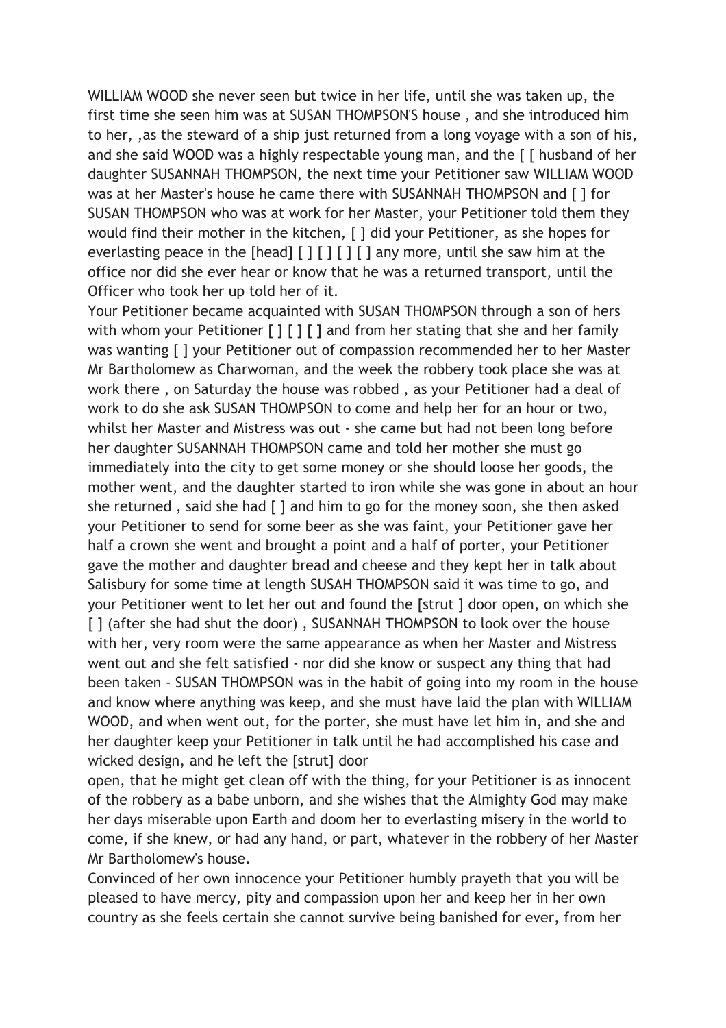WILLIAM WOOD she never seen but twice in her life, until she was taken up, the first time she seen him was at SUSAN THOMPSON'S house , and she introduced him to her, ,as the steward of a ship just returned from a long voyage with a son of his, and she said WOOD was a highly respectable young man, and the [ [ husband of her daughter SUSANNAH THOMPSON, the next time your Petitioner saw WILLIAM WOOD was at her Master's house he came there with SUSANNAH THOMPSON and [ ] for SUSAN THOMPSON who was at work for her Master, your Petitioner told them they would find their mother in the kitchen, [ ] did your Petitioner, as she hopes for everlasting peace in the [head] [ ] [ ] [ ] [ ] any more, until she saw him at the office nor did she ever hear or know that he was a returned transport, until the Officer who took her up told her of it.

Your Petitioner became acquainted with SUSAN THOMPSON through a son of hers with whom your Petitioner [ ] [ ] [ ] and from her stating that she and her family was wanting [ ] your Petitioner out of compassion recommended her to her Master Mr Bartholomew as Charwoman, and the week the robbery took place she was at work there , on Saturday the house was robbed , as your Petitioner had a deal of work to do she ask SUSAN THOMPSON to come and help her for an hour or two, whilst her Master and Mistress was out - she came but had not been long before her daughter SUSANNAH THOMPSON came and told her mother she must go immediately into the city to get some money or she should loose her goods, the mother went, and the daughter started to iron while she was gone in about an hour she returned , said she had [ ] and him to go for the money soon, she then asked your Petitioner to send for some beer as she was faint, your Petitioner gave her half a crown she went and brought a point and a half of porter, your Petitioner gave the mother and daughter bread and cheese and they kept her in talk about Salisbury for some time at length SUSAH THOMPSON said it was time to go, and your Petitioner went to let her out and found the [strut ] door open, on which she [ ] (after she had shut the door) , SUSANNAH THOMPSON to look over the house with her, very room were the same appearance as when her Master and Mistress went out and she felt satisfied - nor did she know or suspect any thing that had been taken - SUSAN THOMPSON was in the habit of going into my room in the house and know where anything was keep, and she must have laid the plan with WILLIAM WOOD, and when went out, for the porter, she must have let him in, and she and her daughter keep your Petitioner in talk until he had accomplished his case and wicked design, and he left the [strut] door open, that he might get clean off with the thing, for your Petitioner is as innocent of the robbery as a babe unborn, and she wishes that the Almighty God may make her days miserable upon Earth and doom her to everlasting misery in the world to come, if she knew, or had any hand, or part, whatever in the robbery of her Master Mr Bartholomew's house.

Convinced of her own innocence your Petitioner humbly prayeth that you will be pleased to have mercy, pity and compassion upon her and keep her in her own country as she feels certain she cannot survive being banished for ever, from her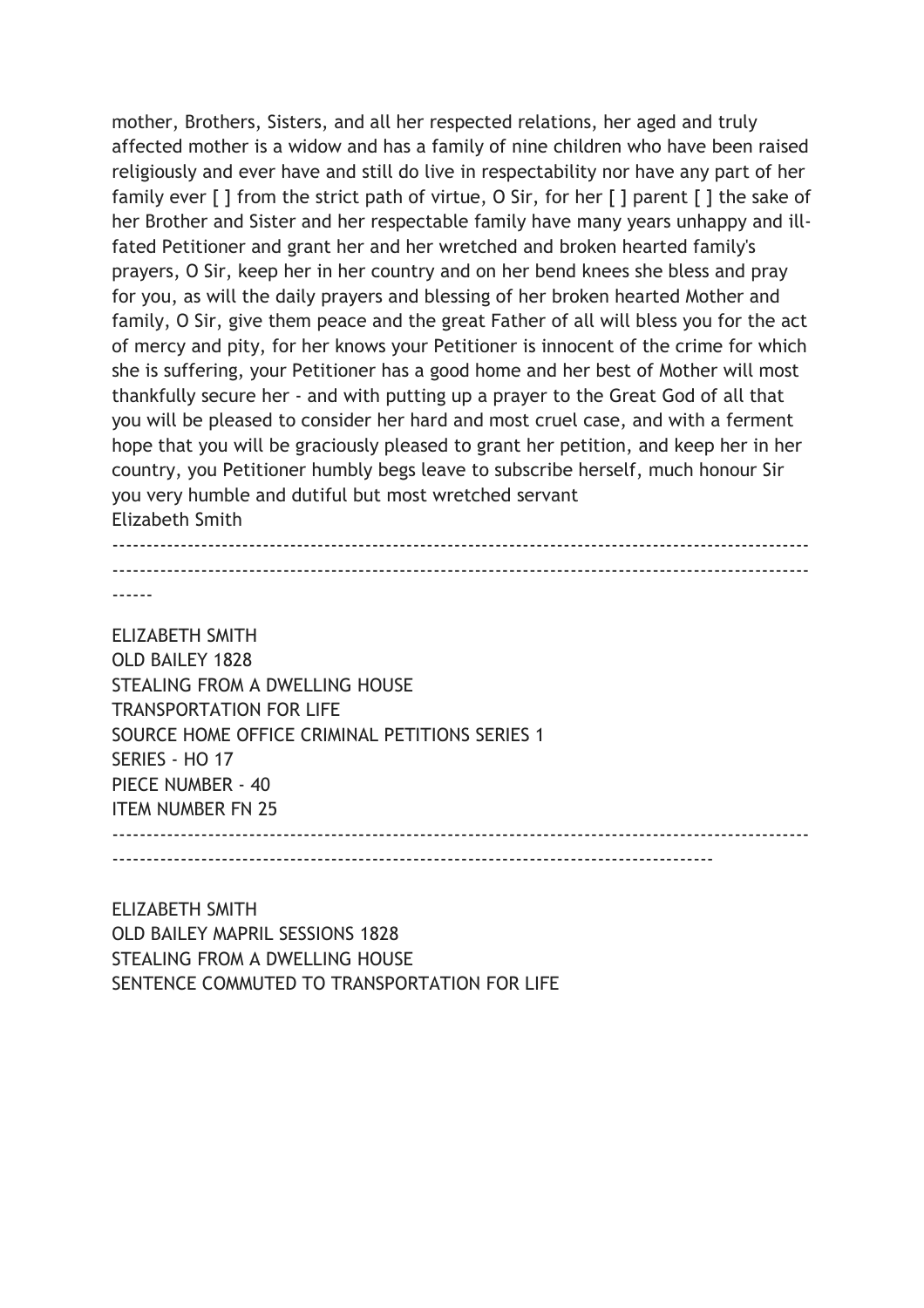mother, Brothers, Sisters, and all her respected relations, her aged and truly affected mother is a widow and has a family of nine children who have been raised religiously and ever have and still do live in respectability nor have any part of her family ever [ ] from the strict path of virtue, O Sir, for her [ ] parent [ ] the sake of her Brother and Sister and her respectable family have many years unhappy and ill-fated Petitioner and grant her and her wretched and broken hearted family's prayers, O Sir, keep her in her country and on her bend knees she bless and pray for you, as will the daily prayers and blessing of her broken hearted Mother and family, O Sir, give them peace and the great Father of all will bless you for the act of mercy and pity, for her knows your Petitioner is innocent of the crime for which she is suffering, your Petitioner has a good home and her best of Mother will most thankfully secure her - and with putting up a prayer to the Great God of all that you will be pleased to consider her hard and most cruel case, and with a ferment hope that you will be graciously pleased to grant her petition, and keep her in her country, you Petitioner humbly begs leave to subscribe herself, much honour Sir you very humble and dutiful but most wretched servant
Elizabeth Smith

------------------------------------------------------------------------------------------------------------------------------------------------------------------------------------------------------------------------------------

ELIZABETH SMITH
OLD BAILEY 1828
STEALING FROM A DWELLING HOUSE
TRANSPORTATION FOR LIFE
SOURCE HOME OFFICE CRIMINAL PETITIONS SERIES 1
SERIES - HO 17
PIECE NUMBER - 40
ITEM NUMBER FN 25

------------------------------------------------------------------------------------------------------------------------------------------------------------------------------------------------

ELIZABETH SMITH
OLD BAILEY MAPRIL SESSIONS 1828
STEALING FROM A DWELLING HOUSE
SENTENCE COMMUTED TO TRANSPORTATION FOR LIFE